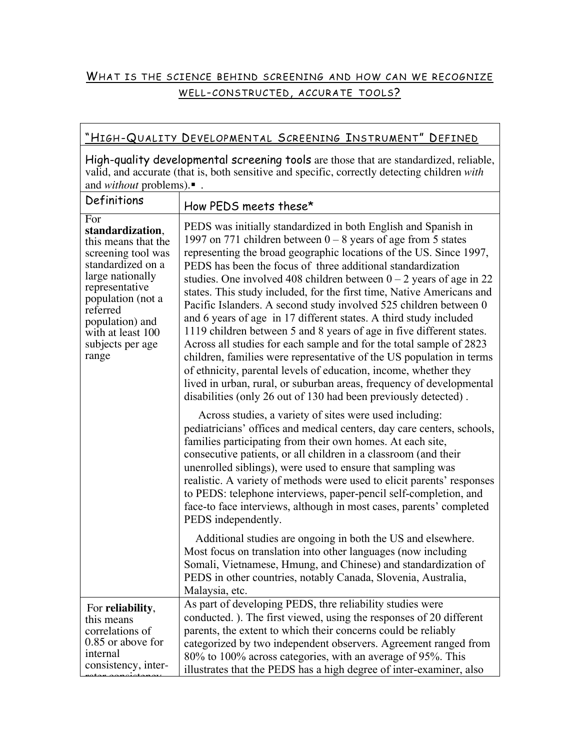## What is the science behind screening and how can we recognize well-constructed, accurate tools?

| "High-Quality Developmental Screening Instrument" Defined | |
|---|---|
| **High-quality developmental screening tools** are those that are standardized, reliable, valid, and accurate (that is, both sensitive and specific, correctly detecting children *with* and *without* problems).▪ . | |
| Definitions | How PEDS meets these* |
| For **standardization**, this means that the screening tool was standardized on a large nationally representative population (not a referred population) and with at least 100 subjects per age range | PEDS was initially standardized in both English and Spanish in 1997 on 771 children between 0 – 8 years of age from 5 states representing the broad geographic locations of the US. Since 1997, PEDS has been the focus of three additional standardization studies. One involved 408 children between 0 – 2 years of age in 22 states. This study included, for the first time, Native Americans and Pacific Islanders. A second study involved 525 children between 0 and 6 years of age in 17 different states. A third study included 1119 children between 5 and 8 years of age in five different states. Across all studies for each sample and for the total sample of 2823 children, families were representative of the US population in terms of ethnicity, parental levels of education, income, whether they lived in urban, rural, or suburban areas, frequency of developmental disabilities (only 26 out of 130 had been previously detected) .<br><br>Across studies, a variety of sites were used including: pediatricians' offices and medical centers, day care centers, schools, families participating from their own homes. At each site, consecutive patients, or all children in a classroom (and their unenrolled siblings), were used to ensure that sampling was realistic. A variety of methods were used to elicit parents' responses to PEDS: telephone interviews, paper-pencil self-completion, and face-to face interviews, although in most cases, parents' completed PEDS independently.<br><br>Additional studies are ongoing in both the US and elsewhere. Most focus on translation into other languages (now including Somali, Vietnamese, Hmung, and Chinese) and standardization of PEDS in other countries, notably Canada, Slovenia, Australia, Malaysia, etc. |
| For **reliability**, this means correlations of 0.85 or above for internal consistency, inter-rater consistency | As part of developing PEDS, thre reliability studies were conducted. ). The first viewed, using the responses of 20 different parents, the extent to which their concerns could be reliably categorized by two independent observers. Agreement ranged from 80% to 100% across categories, with an average of 95%. This illustrates that the PEDS has a high degree of inter-examiner, also |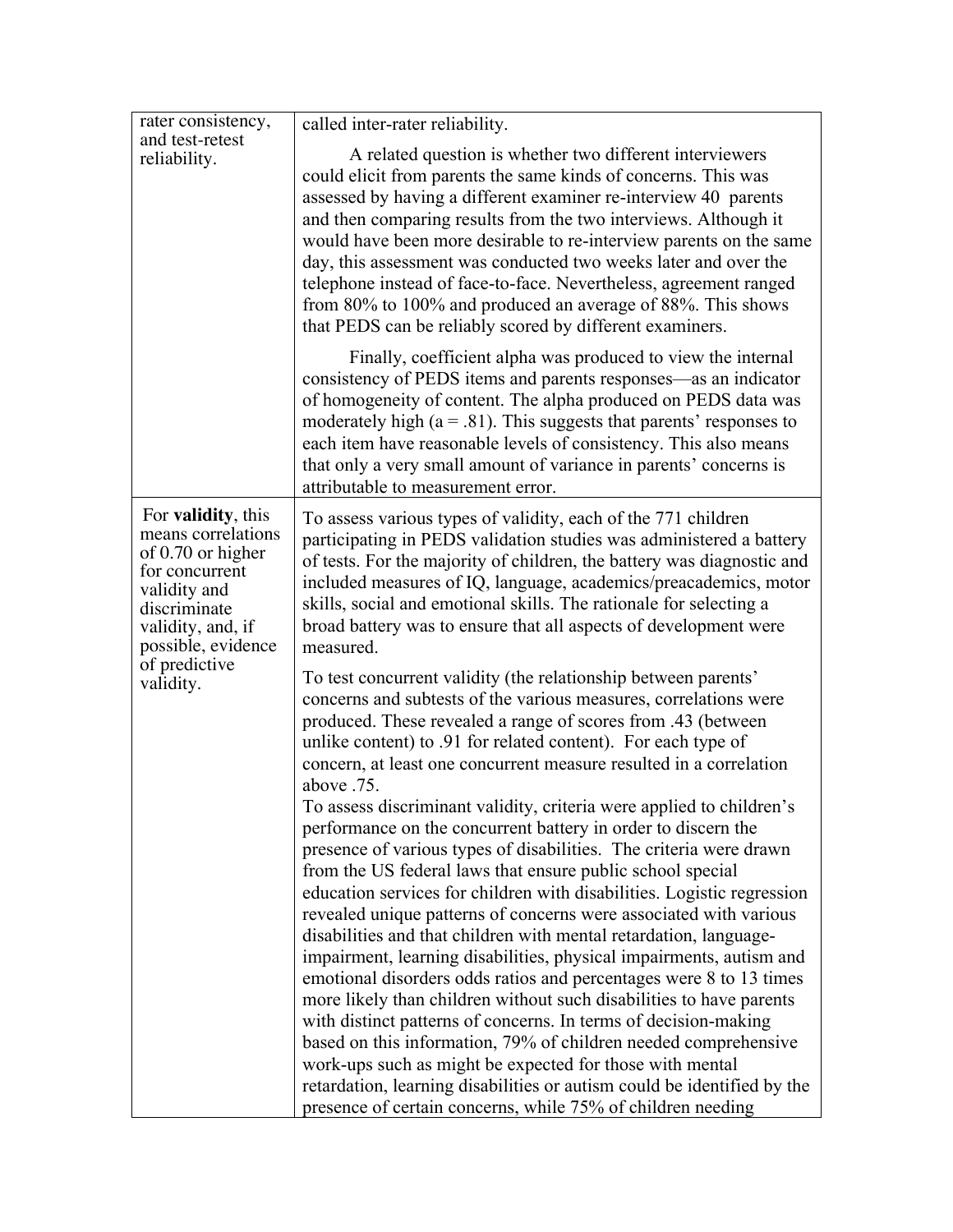| rater consistency, and test-retest reliability. | called inter-rater reliability.<br><br>A related question is whether two different interviewers could elicit from parents the same kinds of concerns. This was assessed by having a different examiner re-interview 40 parents and then comparing results from the two interviews. Although it would have been more desirable to re-interview parents on the same day, this assessment was conducted two weeks later and over the telephone instead of face-to-face. Nevertheless, agreement ranged from 80% to 100% and produced an average of 88%. This shows that PEDS can be reliably scored by different examiners.<br><br>Finally, coefficient alpha was produced to view the internal consistency of PEDS items and parents responses—as an indicator of homogeneity of content. The alpha produced on PEDS data was moderately high (a = .81). This suggests that parents' responses to each item have reasonable levels of consistency. This also means that only a very small amount of variance in parents' concerns is attributable to measurement error. |
|---|---|
| For **validity**, this means correlations of 0.70 or higher for concurrent validity and discriminate validity, and, if possible, evidence of predictive validity. | To assess various types of validity, each of the 771 children participating in PEDS validation studies was administered a battery of tests. For the majority of children, the battery was diagnostic and included measures of IQ, language, academics/preacademics, motor skills, social and emotional skills. The rationale for selecting a broad battery was to ensure that all aspects of development were measured.<br><br>To test concurrent validity (the relationship between parents' concerns and subtests of the various measures, correlations were produced. These revealed a range of scores from .43 (between unlike content) to .91 for related content). For each type of concern, at least one concurrent measure resulted in a correlation above .75.<br>To assess discriminant validity, criteria were applied to children's performance on the concurrent battery in order to discern the presence of various types of disabilities. The criteria were drawn from the US federal laws that ensure public school special education services for children with disabilities. Logistic regression revealed unique patterns of concerns were associated with various disabilities and that children with mental retardation, language-impairment, learning disabilities, physical impairments, autism and emotional disorders odds ratios and percentages were 8 to 13 times more likely than children without such disabilities to have parents with distinct patterns of concerns. In terms of decision-making based on this information, 79% of children needed comprehensive work-ups such as might be expected for those with mental retardation, learning disabilities or autism could be identified by the presence of certain concerns, while 75% of children needing |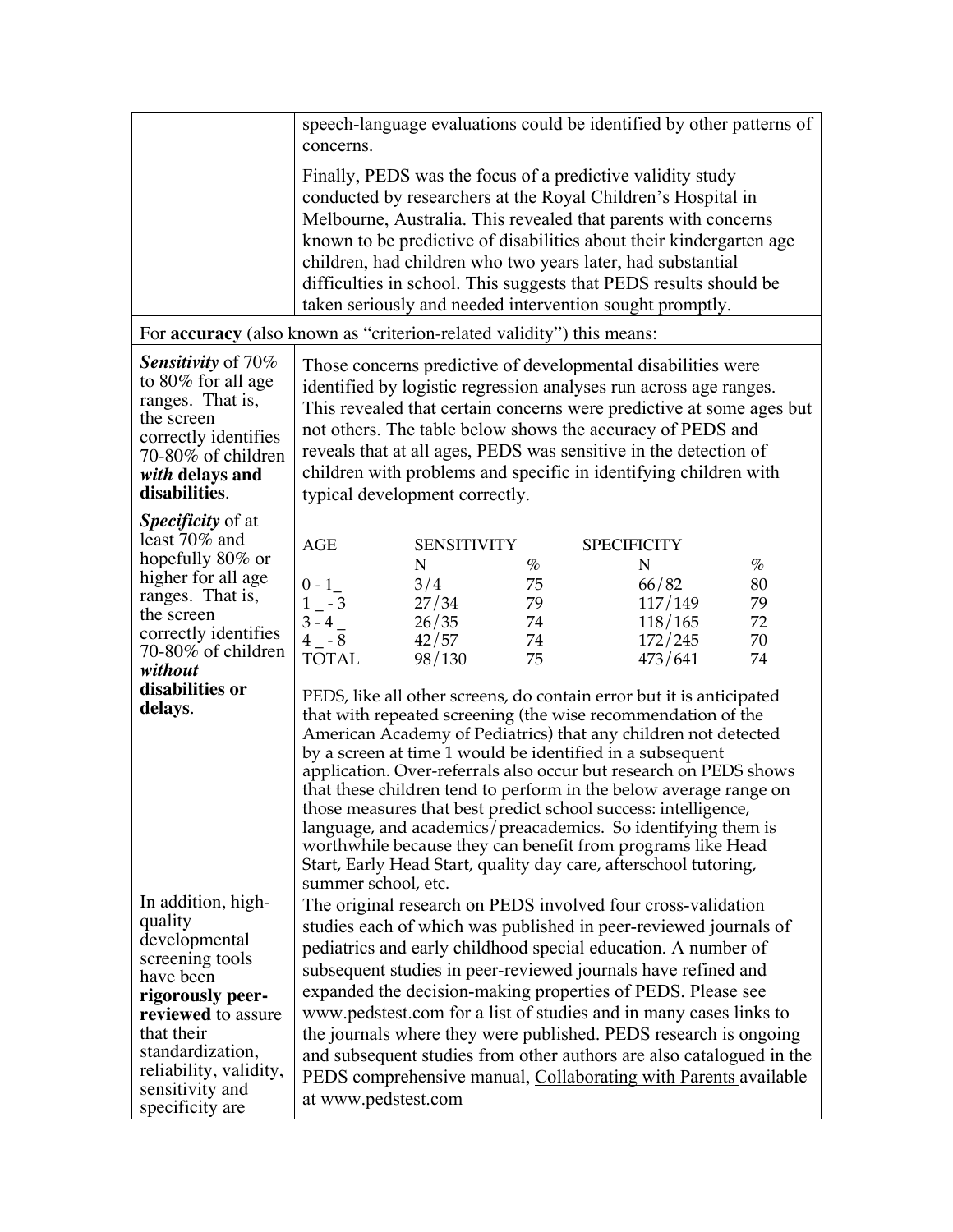| | |
|---|---|
| | speech-language evaluations could be identified by other patterns of concerns.<br><br>Finally, PEDS was the focus of a predictive validity study conducted by researchers at the Royal Children's Hospital in Melbourne, Australia. This revealed that parents with concerns known to be predictive of disabilities about their kindergarten age children, had children who two years later, had substantial difficulties in school. This suggests that PEDS results should be taken seriously and needed intervention sought promptly. |
| For **accuracy** (also known as "criterion-related validity") this means: | |
| ***Sensitivity*** of 70% to 80% for all age ranges. That is, the screen correctly identifies 70-80% of children ***with* delays and disabilities**.<br><br>***Specificity*** of at least 70% and hopefully 80% or higher for all age ranges. That is, the screen correctly identifies 70-80% of children ***without* disabilities or delays**. | Those concerns predictive of developmental disabilities were identified by logistic regression analyses run across age ranges. This revealed that certain concerns were predictive at some ages but not others. The table below shows the accuracy of PEDS and reveals that at all ages, PEDS was sensitive in the detection of children with problems and specific in identifying children with typical development correctly.<br><br>AGE / SENSITIVITY N, % / SPECIFICITY N, %<br>0 - 1_ : 3/4, 75 ; 66/82, 80<br>1 _ - 3 : 27/34, 79 ; 117/149, 79<br>3 - 4 _ : 26/35, 74 ; 118/165, 72<br>4 _ - 8 : 42/57, 74 ; 172/245, 70<br>TOTAL : 98/130, 75 ; 473/641, 74<br><br>PEDS, like all other screens, do contain error but it is anticipated that with repeated screening (the wise recommendation of the American Academy of Pediatrics) that any children not detected by a screen at time 1 would be identified in a subsequent application. Over-referrals also occur but research on PEDS shows that these children tend to perform in the below average range on those measures that best predict school success: intelligence, language, and academics/preacademics. So identifying them is worthwhile because they can benefit from programs like Head Start, Early Head Start, quality day care, afterschool tutoring, summer school, etc. |
| In addition, high-quality developmental screening tools have been **rigorously peer-reviewed** to assure that their standardization, reliability, validity, sensitivity and specificity are | The original research on PEDS involved four cross-validation studies each of which was published in peer-reviewed journals of pediatrics and early childhood special education. A number of subsequent studies in peer-reviewed journals have refined and expanded the decision-making properties of PEDS. Please see www.pedstest.com for a list of studies and in many cases links to the journals where they were published. PEDS research is ongoing and subsequent studies from other authors are also catalogued in the PEDS comprehensive manual, Collaborating with Parents available at www.pedstest.com |

| AGE | SENSITIVITY N | % | SPECIFICITY N | % |
|---|---|---|---|---|
| 0 - 1_ | 3/4 | 75 | 66/82 | 80 |
| 1 _ - 3 | 27/34 | 79 | 117/149 | 79 |
| 3 - 4 _ | 26/35 | 74 | 118/165 | 72 |
| 4 _ - 8 | 42/57 | 74 | 172/245 | 70 |
| TOTAL | 98/130 | 75 | 473/641 | 74 |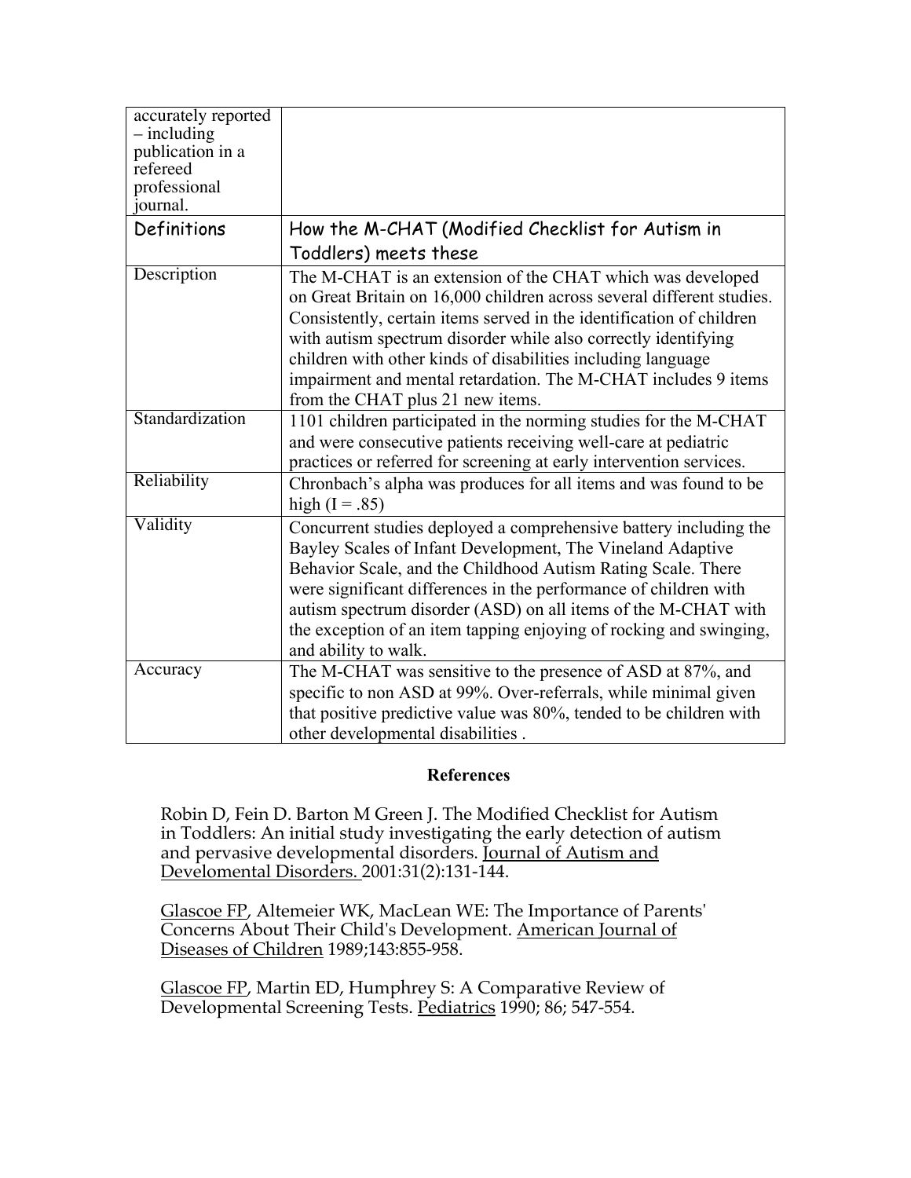| | |
|---|---|
| accurately reported – including publication in a refereed professional journal. | |
| Definitions | How the M-CHAT (Modified Checklist for Autism in Toddlers) meets these |
| Description | The M-CHAT is an extension of the CHAT which was developed on Great Britain on 16,000 children across several different studies. Consistently, certain items served in the identification of children with autism spectrum disorder while also correctly identifying children with other kinds of disabilities including language impairment and mental retardation. The M-CHAT includes 9 items from the CHAT plus 21 new items. |
| Standardization | 1101 children participated in the norming studies for the M-CHAT and were consecutive patients receiving well-care at pediatric practices or referred for screening at early intervention services. |
| Reliability | Chronbach's alpha was produces for all items and was found to be high (I = .85) |
| Validity | Concurrent studies deployed a comprehensive battery including the Bayley Scales of Infant Development, The Vineland Adaptive Behavior Scale, and the Childhood Autism Rating Scale. There were significant differences in the performance of children with autism spectrum disorder (ASD) on all items of the M-CHAT with the exception of an item tapping enjoying of rocking and swinging, and ability to walk. |
| Accuracy | The M-CHAT was sensitive to the presence of ASD at 87%, and specific to non ASD at 99%. Over-referrals, while minimal given that positive predictive value was 80%, tended to be children with other developmental disabilities . |

**References**

Robin D, Fein D. Barton M Green J. The Modified Checklist for Autism in Toddlers: An initial study investigating the early detection of autism and pervasive developmental disorders. Journal of Autism and Develomental Disorders. 2001:31(2):131-144.

Glascoe FP, Altemeier WK, MacLean WE: The Importance of Parents' Concerns About Their Child's Development. American Journal of Diseases of Children 1989;143:855-958.

Glascoe FP, Martin ED, Humphrey S: A Comparative Review of Developmental Screening Tests. Pediatrics 1990; 86; 547-554.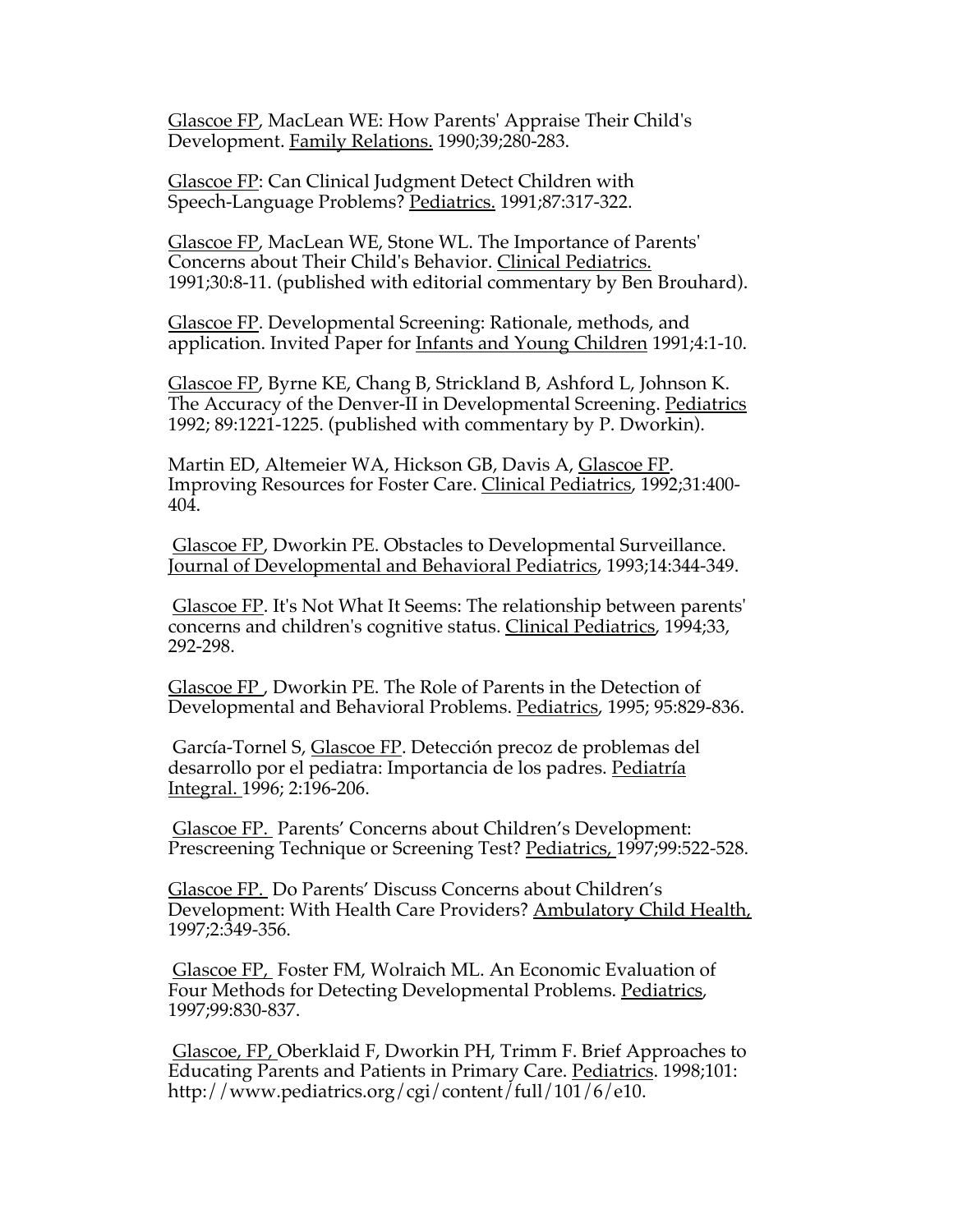Glascoe FP, MacLean WE: How Parents' Appraise Their Child's Development. Family Relations. 1990;39;280-283.

Glascoe FP: Can Clinical Judgment Detect Children with Speech-Language Problems? Pediatrics. 1991;87:317-322.

Glascoe FP, MacLean WE, Stone WL. The Importance of Parents' Concerns about Their Child's Behavior. Clinical Pediatrics. 1991;30:8-11. (published with editorial commentary by Ben Brouhard).

Glascoe FP. Developmental Screening: Rationale, methods, and application. Invited Paper for Infants and Young Children 1991;4:1-10.

Glascoe FP, Byrne KE, Chang B, Strickland B, Ashford L, Johnson K. The Accuracy of the Denver-II in Developmental Screening. Pediatrics 1992; 89:1221-1225. (published with commentary by P. Dworkin).

Martin ED, Altemeier WA, Hickson GB, Davis A, Glascoe FP. Improving Resources for Foster Care. Clinical Pediatrics, 1992;31:400-404.

Glascoe FP, Dworkin PE. Obstacles to Developmental Surveillance. Journal of Developmental and Behavioral Pediatrics, 1993;14:344-349.

Glascoe FP. It's Not What It Seems: The relationship between parents' concerns and children's cognitive status. Clinical Pediatrics, 1994;33, 292-298.

Glascoe FP , Dworkin PE. The Role of Parents in the Detection of Developmental and Behavioral Problems. Pediatrics, 1995; 95:829-836.

García-Tornel S, Glascoe FP. Detección precoz de problemas del desarrollo por el pediatra: Importancia de los padres. Pediatría Integral. 1996; 2:196-206.

Glascoe FP. Parents' Concerns about Children's Development: Prescreening Technique or Screening Test? Pediatrics, 1997;99:522-528.

Glascoe FP. Do Parents' Discuss Concerns about Children's Development: With Health Care Providers? Ambulatory Child Health, 1997;2:349-356.

Glascoe FP, Foster FM, Wolraich ML. An Economic Evaluation of Four Methods for Detecting Developmental Problems. Pediatrics, 1997;99:830-837.

Glascoe, FP, Oberklaid F, Dworkin PH, Trimm F. Brief Approaches to Educating Parents and Patients in Primary Care. Pediatrics. 1998;101: http://www.pediatrics.org/cgi/content/full/101/6/e10.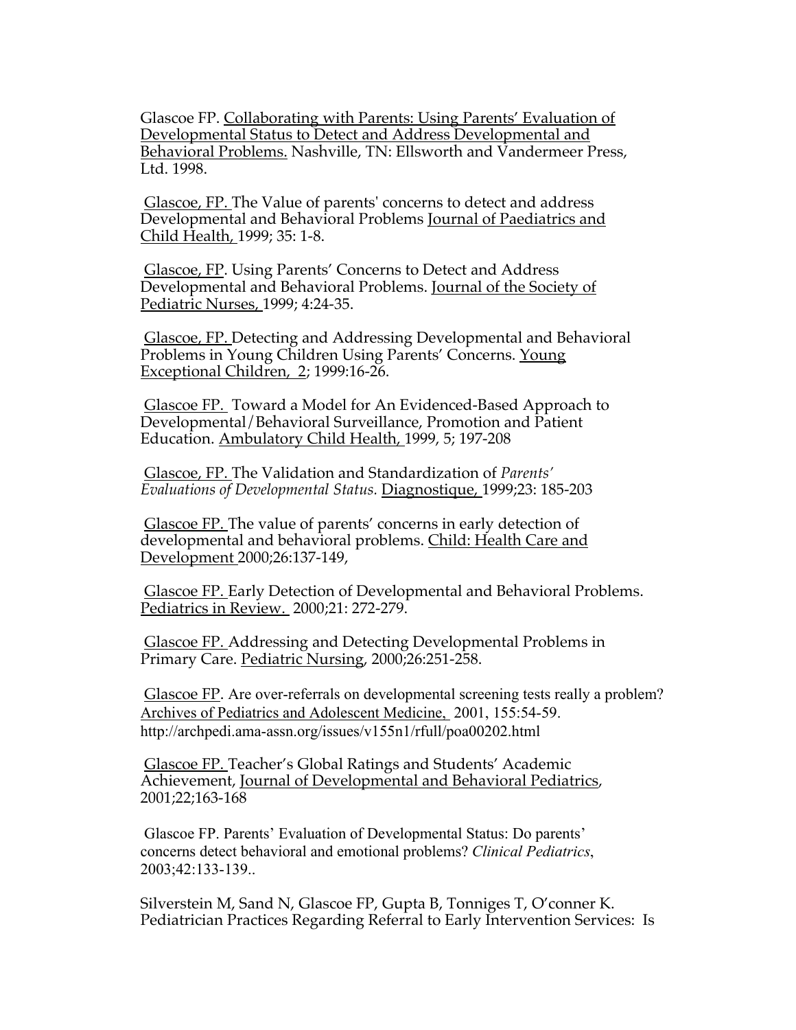Glascoe FP. Collaborating with Parents: Using Parents' Evaluation of Developmental Status to Detect and Address Developmental and Behavioral Problems. Nashville, TN: Ellsworth and Vandermeer Press, Ltd. 1998.

Glascoe, FP. The Value of parents' concerns to detect and address Developmental and Behavioral Problems Journal of Paediatrics and Child Health, 1999; 35: 1-8.

Glascoe, FP. Using Parents' Concerns to Detect and Address Developmental and Behavioral Problems. Journal of the Society of Pediatric Nurses, 1999; 4:24-35.

Glascoe, FP. Detecting and Addressing Developmental and Behavioral Problems in Young Children Using Parents' Concerns. Young Exceptional Children, 2; 1999:16-26.

Glascoe FP. Toward a Model for An Evidenced-Based Approach to Developmental/Behavioral Surveillance, Promotion and Patient Education. Ambulatory Child Health, 1999, 5; 197-208

Glascoe, FP. The Validation and Standardization of *Parents' Evaluations of Developmental Status*. Diagnostique, 1999;23: 185-203

Glascoe FP. The value of parents' concerns in early detection of developmental and behavioral problems. Child: Health Care and Development 2000;26:137-149,

Glascoe FP. Early Detection of Developmental and Behavioral Problems. Pediatrics in Review. 2000;21: 272-279.

Glascoe FP. Addressing and Detecting Developmental Problems in Primary Care. Pediatric Nursing, 2000;26:251-258.

Glascoe FP. Are over-referrals on developmental screening tests really a problem? Archives of Pediatrics and Adolescent Medicine, 2001, 155:54-59. http://archpedi.ama-assn.org/issues/v155n1/rfull/poa00202.html

Glascoe FP. Teacher's Global Ratings and Students' Academic Achievement, Journal of Developmental and Behavioral Pediatrics, 2001;22;163-168

Glascoe FP. Parents' Evaluation of Developmental Status: Do parents' concerns detect behavioral and emotional problems? *Clinical Pediatrics*, 2003;42:133-139..

Silverstein M, Sand N, Glascoe FP, Gupta B, Tonniges T, O'conner K. Pediatrician Practices Regarding Referral to Early Intervention Services: Is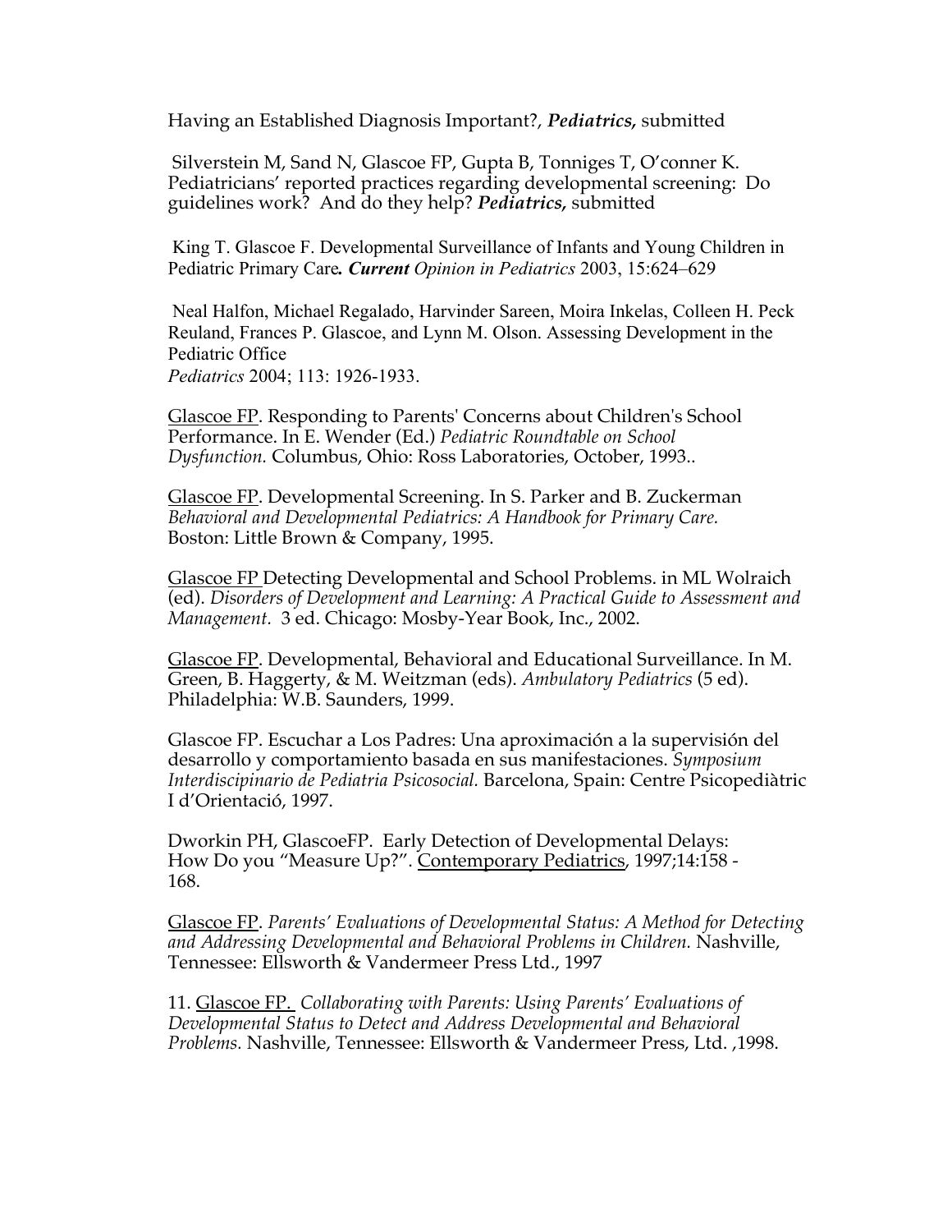Having an Established Diagnosis Important?, ***Pediatrics*,** submitted

Silverstein M, Sand N, Glascoe FP, Gupta B, Tonniges T, O'conner K. Pediatricians' reported practices regarding developmental screening: Do guidelines work? And do they help? ***Pediatrics*,** submitted

King T. Glascoe F. Developmental Surveillance of Infants and Young Children in Pediatric Primary Care***. Current*** *Opinion in Pediatrics* 2003, 15:624–629

Neal Halfon, Michael Regalado, Harvinder Sareen, Moira Inkelas, Colleen H. Peck Reuland, Frances P. Glascoe, and Lynn M. Olson. Assessing Development in the Pediatric Office
*Pediatrics* 2004; 113: 1926-1933.

Glascoe FP. Responding to Parents' Concerns about Children's School Performance. In E. Wender (Ed.) *Pediatric Roundtable on School Dysfunction.* Columbus, Ohio: Ross Laboratories, October, 1993..

Glascoe FP. Developmental Screening. In S. Parker and B. Zuckerman *Behavioral and Developmental Pediatrics: A Handbook for Primary Care.* Boston: Little Brown & Company, 1995.

Glascoe FP Detecting Developmental and School Problems. in ML Wolraich (ed). *Disorders of Development and Learning: A Practical Guide to Assessment and Management.* 3 ed. Chicago: Mosby-Year Book, Inc., 2002.

Glascoe FP. Developmental, Behavioral and Educational Surveillance. In M. Green, B. Haggerty, & M. Weitzman (eds). *Ambulatory Pediatrics* (5 ed). Philadelphia: W.B. Saunders, 1999.

Glascoe FP. Escuchar a Los Padres: Una aproximación a la supervisión del desarrollo y comportamiento basada en sus manifestaciones. *Symposium Interdiscipinario de Pediatria Psicosocial.* Barcelona, Spain: Centre Psicopediàtric I d'Orientació, 1997.

Dworkin PH, GlascoeFP. Early Detection of Developmental Delays: How Do you "Measure Up?". Contemporary Pediatrics, 1997;14:158 - 168.

Glascoe FP. *Parents' Evaluations of Developmental Status: A Method for Detecting and Addressing Developmental and Behavioral Problems in Children.* Nashville, Tennessee: Ellsworth & Vandermeer Press Ltd., 1997

11. Glascoe FP. *Collaborating with Parents: Using Parents' Evaluations of Developmental Status to Detect and Address Developmental and Behavioral Problems.* Nashville, Tennessee: Ellsworth & Vandermeer Press, Ltd. ,1998.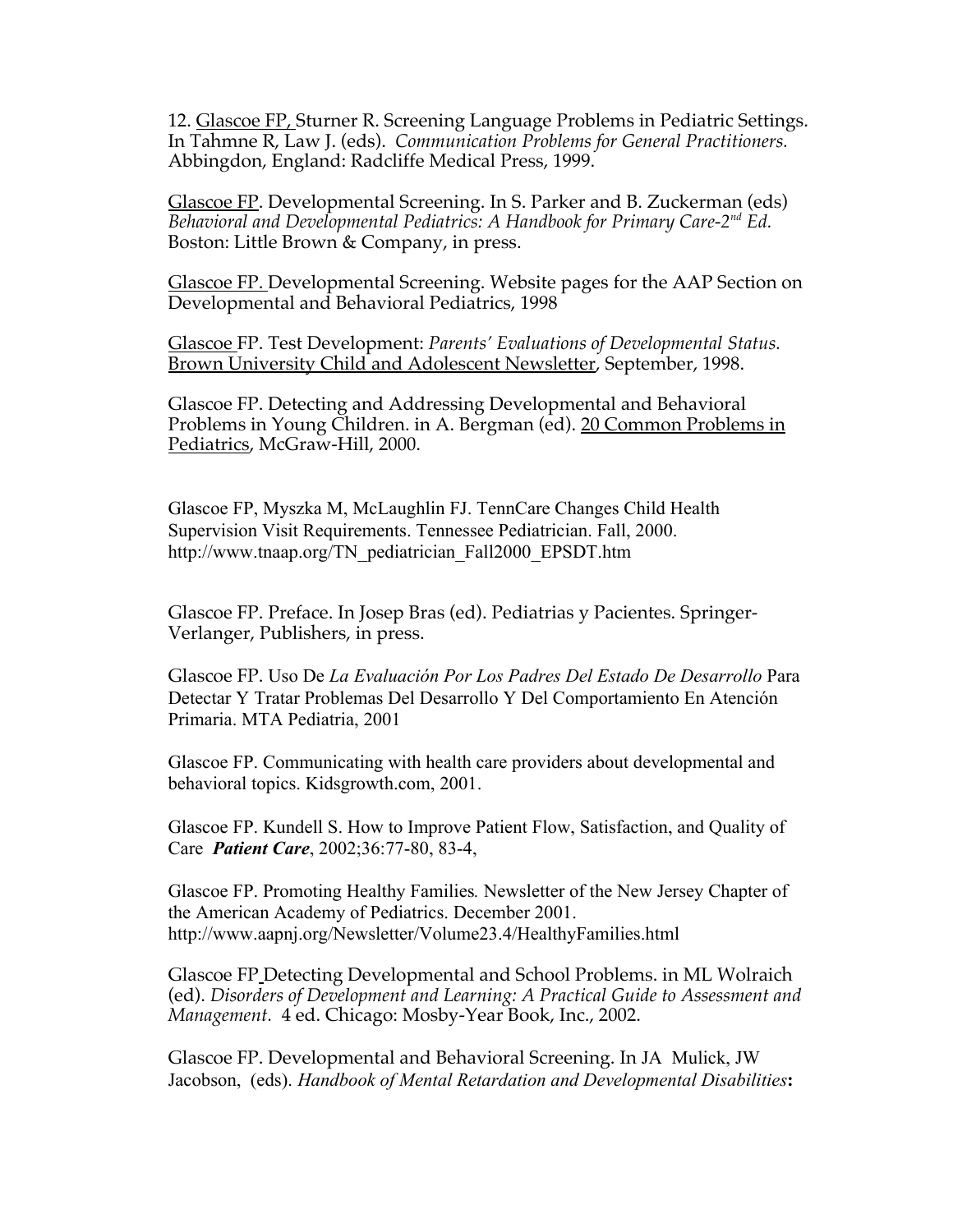12. Glascoe FP, Sturner R. Screening Language Problems in Pediatric Settings. In Tahmne R, Law J. (eds). *Communication Problems for General Practitioners.* Abbingdon, England: Radcliffe Medical Press, 1999.

Glascoe FP. Developmental Screening. In S. Parker and B. Zuckerman (eds) *Behavioral and Developmental Pediatrics: A Handbook for Primary Care-2nd Ed.* Boston: Little Brown & Company, in press.

Glascoe FP. Developmental Screening. Website pages for the AAP Section on Developmental and Behavioral Pediatrics, 1998

Glascoe FP. Test Development: *Parents' Evaluations of Developmental Status.* Brown University Child and Adolescent Newsletter, September, 1998.

Glascoe FP. Detecting and Addressing Developmental and Behavioral Problems in Young Children. in A. Bergman (ed). 20 Common Problems in Pediatrics, McGraw-Hill, 2000.

Glascoe FP, Myszka M, McLaughlin FJ. TennCare Changes Child Health Supervision Visit Requirements. Tennessee Pediatrician. Fall, 2000. http://www.tnaap.org/TN_pediatrician_Fall2000_EPSDT.htm

Glascoe FP. Preface. In Josep Bras (ed). Pediatrias y Pacientes. Springer-Verlanger, Publishers, in press.

Glascoe FP. Uso De *La Evaluación Por Los Padres Del Estado De Desarrollo* Para Detectar Y Tratar Problemas Del Desarrollo Y Del Comportamiento En Atención Primaria. MTA Pediatria, 2001

Glascoe FP. Communicating with health care providers about developmental and behavioral topics. Kidsgrowth.com, 2001.

Glascoe FP. Kundell S. How to Improve Patient Flow, Satisfaction, and Quality of Care ***Patient Care***, 2002;36:77-80, 83-4,

Glascoe FP. Promoting Healthy Families*.* Newsletter of the New Jersey Chapter of the American Academy of Pediatrics. December 2001. http://www.aapnj.org/Newsletter/Volume23.4/HealthyFamilies.html

Glascoe FP Detecting Developmental and School Problems. in ML Wolraich (ed). *Disorders of Development and Learning: A Practical Guide to Assessment and Management.* 4 ed. Chicago: Mosby-Year Book, Inc., 2002.

Glascoe FP. Developmental and Behavioral Screening. In JA Mulick, JW Jacobson, (eds). *Handbook of Mental Retardation and Developmental Disabilities***:**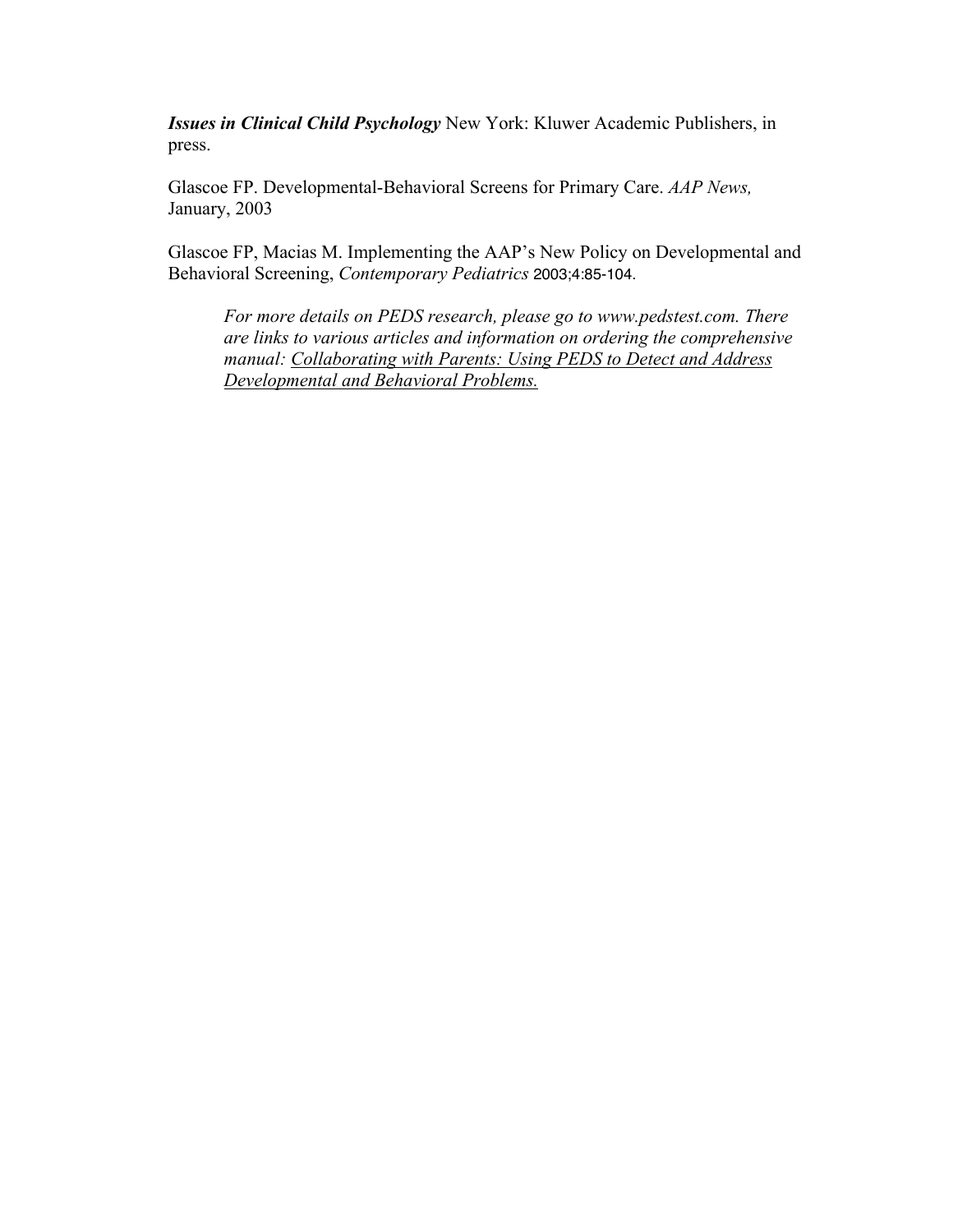***Issues in Clinical Child Psychology*** New York: Kluwer Academic Publishers, in press.

Glascoe FP. Developmental-Behavioral Screens for Primary Care. *AAP News,* January, 2003

Glascoe FP, Macias M. Implementing the AAP's New Policy on Developmental and Behavioral Screening, *Contemporary Pediatrics* 2003;4:85-104.

> *For more details on PEDS research, please go to www.pedstest.com. There are links to various articles and information on ordering the comprehensive manual: <u>Collaborating with Parents: Using PEDS to Detect and Address Developmental and Behavioral Problems.</u>*